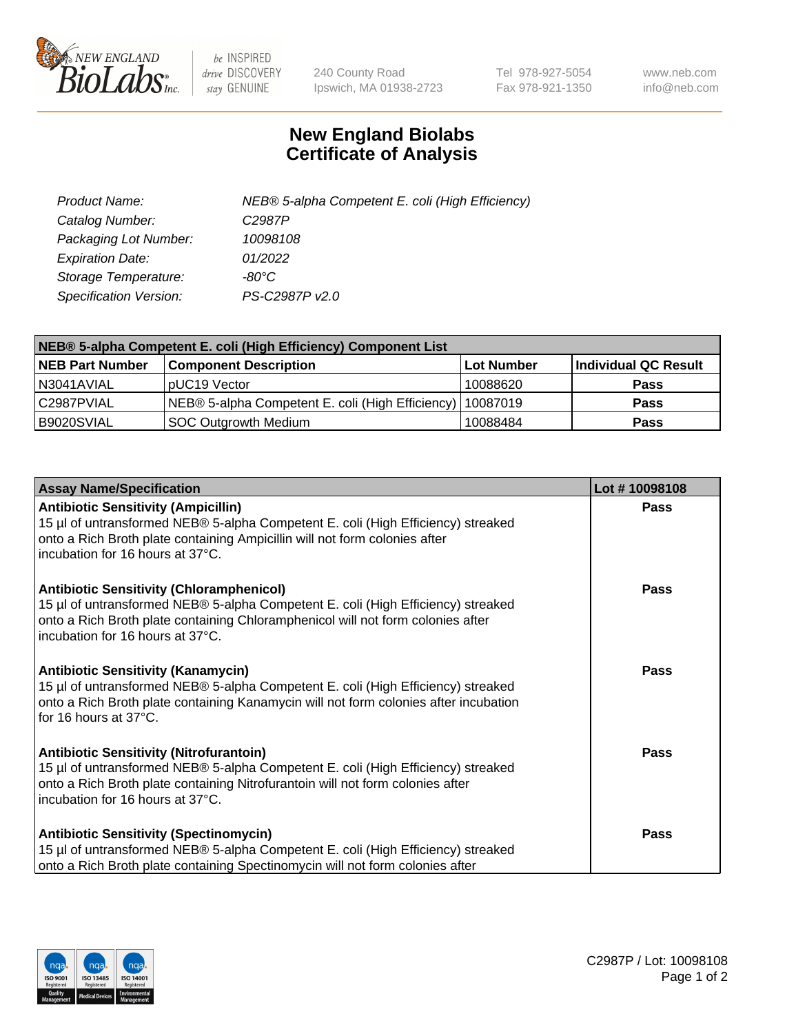# New England Biolabs Certificate of Analysis

| | |
|---|---|
| *Product Name:* | *NEB® 5-alpha Competent E. coli (High Efficiency)* |
| *Catalog Number:* | *C2987P* |
| *Packaging Lot Number:* | *10098108* |
| *Expiration Date:* | *01/2022* |
| *Storage Temperature:* | *-80°C* |
| *Specification Version:* | *PS-C2987P v2.0* |

| **NEB® 5-alpha Competent E. coli (High Efficiency) Component List** | | | |
|---|---|---|---|
| **NEB Part Number** | **Component Description** | **Lot Number** | **Individual QC Result** |
| N3041AVIAL | pUC19 Vector | 10088620 | **Pass** |
| C2987PVIAL | NEB® 5-alpha Competent E. coli (High Efficiency) | 10087019 | **Pass** |
| B9020SVIAL | SOC Outgrowth Medium | 10088484 | **Pass** |

| **Assay Name/Specification** | **Lot # 10098108** |
|---|---|
| **Antibiotic Sensitivity (Ampicillin)** 15 µl of untransformed NEB® 5-alpha Competent E. coli (High Efficiency) streaked onto a Rich Broth plate containing Ampicillin will not form colonies after incubation for 16 hours at 37°C. | **Pass** |
| **Antibiotic Sensitivity (Chloramphenicol)** 15 µl of untransformed NEB® 5-alpha Competent E. coli (High Efficiency) streaked onto a Rich Broth plate containing Chloramphenicol will not form colonies after incubation for 16 hours at 37°C. | **Pass** |
| **Antibiotic Sensitivity (Kanamycin)** 15 µl of untransformed NEB® 5-alpha Competent E. coli (High Efficiency) streaked onto a Rich Broth plate containing Kanamycin will not form colonies after incubation for 16 hours at 37°C. | **Pass** |
| **Antibiotic Sensitivity (Nitrofurantoin)** 15 µl of untransformed NEB® 5-alpha Competent E. coli (High Efficiency) streaked onto a Rich Broth plate containing Nitrofurantoin will not form colonies after incubation for 16 hours at 37°C. | **Pass** |
| **Antibiotic Sensitivity (Spectinomycin)** 15 µl of untransformed NEB® 5-alpha Competent E. coli (High Efficiency) streaked onto a Rich Broth plate containing Spectinomycin will not form colonies after | **Pass** |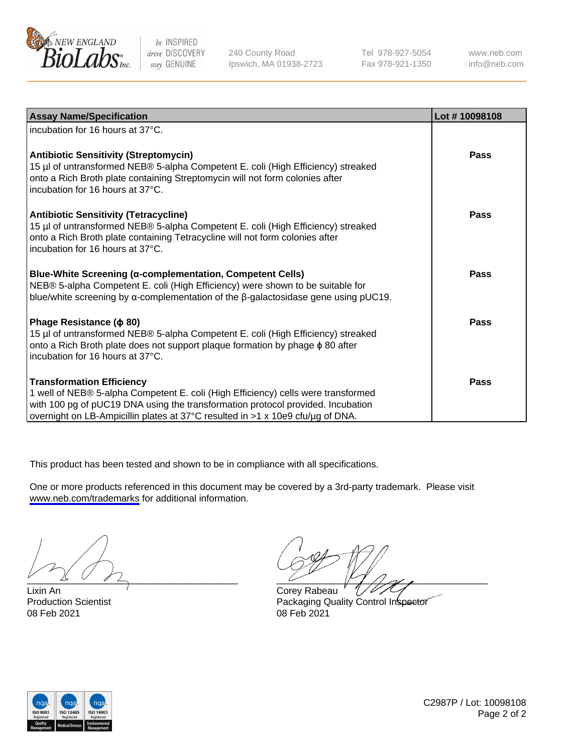| Assay Name/Specification | Lot # 10098108 |
|---|---|
| incubation for 16 hours at 37°C. | |
| **Antibiotic Sensitivity (Streptomycin)**<br>15 µl of untransformed NEB® 5-alpha Competent E. coli (High Efficiency) streaked onto a Rich Broth plate containing Streptomycin will not form colonies after incubation for 16 hours at 37°C. | **Pass** |
| **Antibiotic Sensitivity (Tetracycline)**<br>15 µl of untransformed NEB® 5-alpha Competent E. coli (High Efficiency) streaked onto a Rich Broth plate containing Tetracycline will not form colonies after incubation for 16 hours at 37°C. | **Pass** |
| **Blue-White Screening (α-complementation, Competent Cells)**<br>NEB® 5-alpha Competent E. coli (High Efficiency) were shown to be suitable for blue/white screening by α-complementation of the β-galactosidase gene using pUC19. | **Pass** |
| **Phage Resistance (ϕ 80)**<br>15 µl of untransformed NEB® 5-alpha Competent E. coli (High Efficiency) streaked onto a Rich Broth plate does not support plaque formation by phage ϕ 80 after incubation for 16 hours at 37°C. | **Pass** |
| **Transformation Efficiency**<br>1 well of NEB® 5-alpha Competent E. coli (High Efficiency) cells were transformed with 100 pg of pUC19 DNA using the transformation protocol provided. Incubation overnight on LB-Ampicillin plates at 37°C resulted in >1 x 10e9 cfu/µg of DNA. | **Pass** |

This product has been tested and shown to be in compliance with all specifications.

One or more products referenced in this document may be covered by a 3rd-party trademark. Please visit www.neb.com/trademarks for additional information.

Lixin An
Production Scientist
08 Feb 2021

Corey Rabeau
Packaging Quality Control Inspector
08 Feb 2021

C2987P / Lot: 10098108